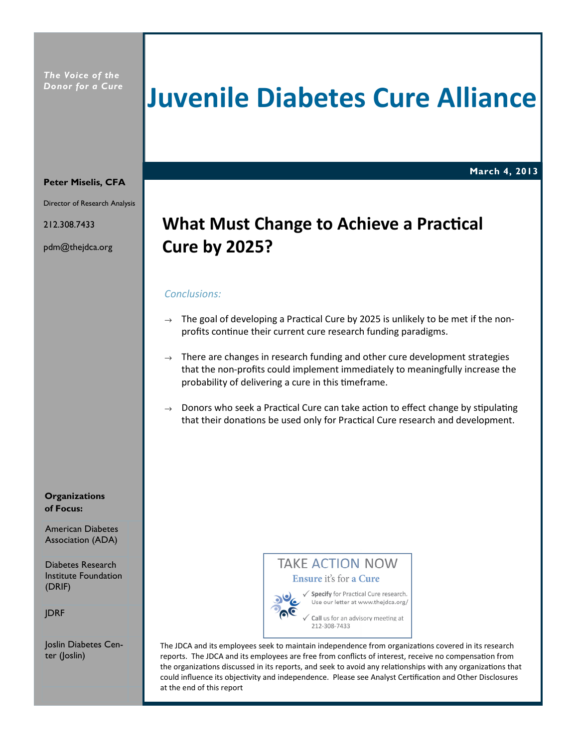*The Voice of the Donor for a Cure*

# Juvenile Diabetes Cure Alliance

**March 4, 2013**

**Peter Miselis, CFA**

Director of Research Analysis

212.308.7433

pdm@thejdca.org

## What Must Change to Achieve a Practical Cure by 2025?

*Conclusions:*

→ The goal of developing a Practical Cure by 2025 is unlikely to be met if the non-profits continue their current cure research funding paradigms.

→ There are changes in research funding and other cure development strategies that the non-profits could implement immediately to meaningfully increase the probability of delivering a cure in this timeframe.

→ Donors who seek a Practical Cure can take action to effect change by stipulating that their donations be used only for Practical Cure research and development.

**Organizations of Focus:**

American Diabetes Association (ADA)

Diabetes Research Institute Foundation (DRIF)

JDRF

Joslin Diabetes Center (Joslin)

TAKE ACTION NOW

Ensure it's for a Cure

✓ **Specify** for Practical Cure research. Use our letter at www.thejdca.org/

✓ **Call** us for an advisory meeting at 212-308-7433

The JDCA and its employees seek to maintain independence from organizations covered in its research reports. The JDCA and its employees are free from conflicts of interest, receive no compensation from the organizations discussed in its reports, and seek to avoid any relationships with any organizations that could influence its objectivity and independence. Please see Analyst Certification and Other Disclosures at the end of this report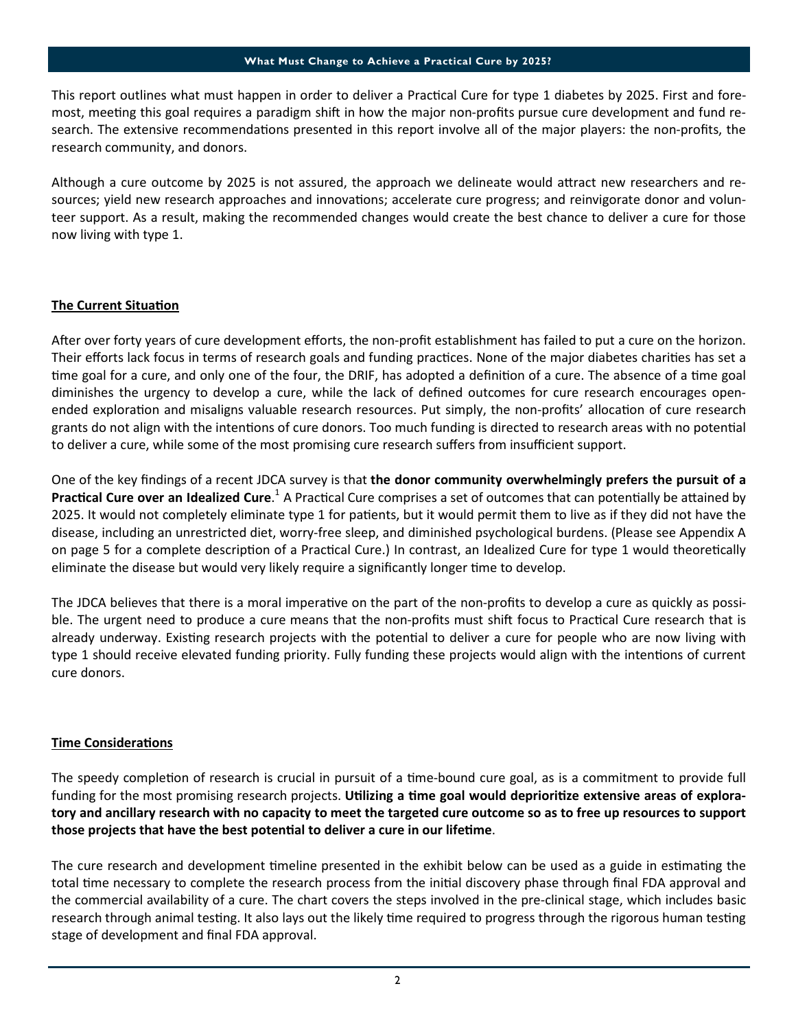## What Must Change to Achieve a Practical Cure by 2025?

This report outlines what must happen in order to deliver a Practical Cure for type 1 diabetes by 2025. First and foremost, meeting this goal requires a paradigm shift in how the major non-profits pursue cure development and fund research. The extensive recommendations presented in this report involve all of the major players: the non-profits, the research community, and donors.

Although a cure outcome by 2025 is not assured, the approach we delineate would attract new researchers and resources; yield new research approaches and innovations; accelerate cure progress; and reinvigorate donor and volunteer support. As a result, making the recommended changes would create the best chance to deliver a cure for those now living with type 1.

### The Current Situation

After over forty years of cure development efforts, the non-profit establishment has failed to put a cure on the horizon. Their efforts lack focus in terms of research goals and funding practices. None of the major diabetes charities has set a time goal for a cure, and only one of the four, the DRIF, has adopted a definition of a cure. The absence of a time goal diminishes the urgency to develop a cure, while the lack of defined outcomes for cure research encourages open-ended exploration and misaligns valuable research resources. Put simply, the non-profits' allocation of cure research grants do not align with the intentions of cure donors. Too much funding is directed to research areas with no potential to deliver a cure, while some of the most promising cure research suffers from insufficient support.

One of the key findings of a recent JDCA survey is that **the donor community overwhelmingly prefers the pursuit of a Practical Cure over an Idealized Cure**.[1] A Practical Cure comprises a set of outcomes that can potentially be attained by 2025. It would not completely eliminate type 1 for patients, but it would permit them to live as if they did not have the disease, including an unrestricted diet, worry-free sleep, and diminished psychological burdens. (Please see Appendix A on page 5 for a complete description of a Practical Cure.) In contrast, an Idealized Cure for type 1 would theoretically eliminate the disease but would very likely require a significantly longer time to develop.

The JDCA believes that there is a moral imperative on the part of the non-profits to develop a cure as quickly as possible. The urgent need to produce a cure means that the non-profits must shift focus to Practical Cure research that is already underway. Existing research projects with the potential to deliver a cure for people who are now living with type 1 should receive elevated funding priority. Fully funding these projects would align with the intentions of current cure donors.

### Time Considerations

The speedy completion of research is crucial in pursuit of a time-bound cure goal, as is a commitment to provide full funding for the most promising research projects. **Utilizing a time goal would deprioritize extensive areas of exploratory and ancillary research with no capacity to meet the targeted cure outcome so as to free up resources to support those projects that have the best potential to deliver a cure in our lifetime**.

The cure research and development timeline presented in the exhibit below can be used as a guide in estimating the total time necessary to complete the research process from the initial discovery phase through final FDA approval and the commercial availability of a cure. The chart covers the steps involved in the pre-clinical stage, which includes basic research through animal testing. It also lays out the likely time required to progress through the rigorous human testing stage of development and final FDA approval.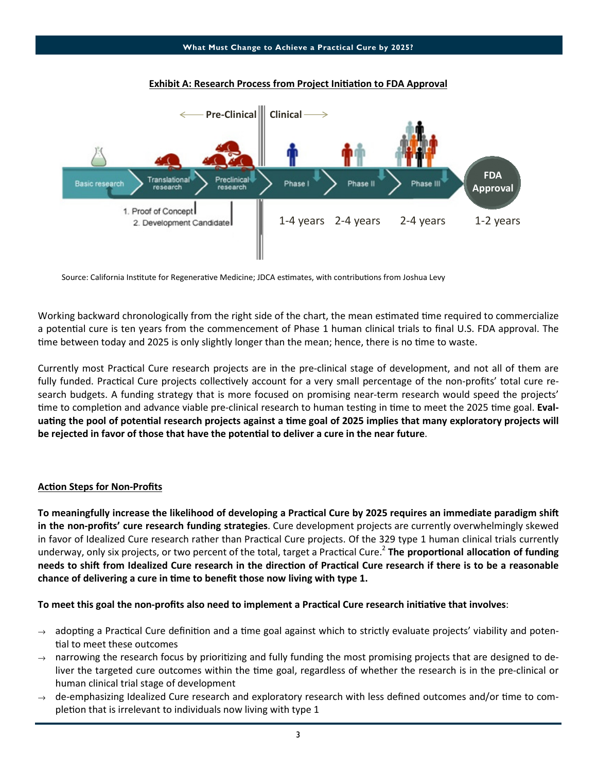**Exhibit A: Research Process from Project Initiation to FDA Approval**

Pre-Clinical | Clinical

Basic research → Translational research → Preclinical research → Phase I → Phase II → Phase III → FDA Approval

1. Proof of Concept
2. Development Candidate

1-4 years 2-4 years 2-4 years 1-2 years

Source: California Institute for Regenerative Medicine; JDCA estimates, with contributions from Joshua Levy

Working backward chronologically from the right side of the chart, the mean estimated time required to commercialize a potential cure is ten years from the commencement of Phase 1 human clinical trials to final U.S. FDA approval. The time between today and 2025 is only slightly longer than the mean; hence, there is no time to waste.

Currently most Practical Cure research projects are in the pre-clinical stage of development, and not all of them are fully funded. Practical Cure projects collectively account for a very small percentage of the non-profits' total cure research budgets. A funding strategy that is more focused on promising near-term research would speed the projects' time to completion and advance viable pre-clinical research to human testing in time to meet the 2025 time goal. **Evaluating the pool of potential research projects against a time goal of 2025 implies that many exploratory projects will be rejected in favor of those that have the potential to deliver a cure in the near future**.

## Action Steps for Non-Profits

**To meaningfully increase the likelihood of developing a Practical Cure by 2025 requires an immediate paradigm shift in the non-profits' cure research funding strategies**. Cure development projects are currently overwhelmingly skewed in favor of Idealized Cure research rather than Practical Cure projects. Of the 329 type 1 human clinical trials currently underway, only six projects, or two percent of the total, target a Practical Cure.[2] **The proportional allocation of funding needs to shift from Idealized Cure research in the direction of Practical Cure research if there is to be a reasonable chance of delivering a cure in time to benefit those now living with type 1.**

**To meet this goal the non-profits also need to implement a Practical Cure research initiative that involves**:

- adopting a Practical Cure definition and a time goal against which to strictly evaluate projects' viability and potential to meet these outcomes
- narrowing the research focus by prioritizing and fully funding the most promising projects that are designed to deliver the targeted cure outcomes within the time goal, regardless of whether the research is in the pre-clinical or human clinical trial stage of development
- de-emphasizing Idealized Cure research and exploratory research with less defined outcomes and/or time to completion that is irrelevant to individuals now living with type 1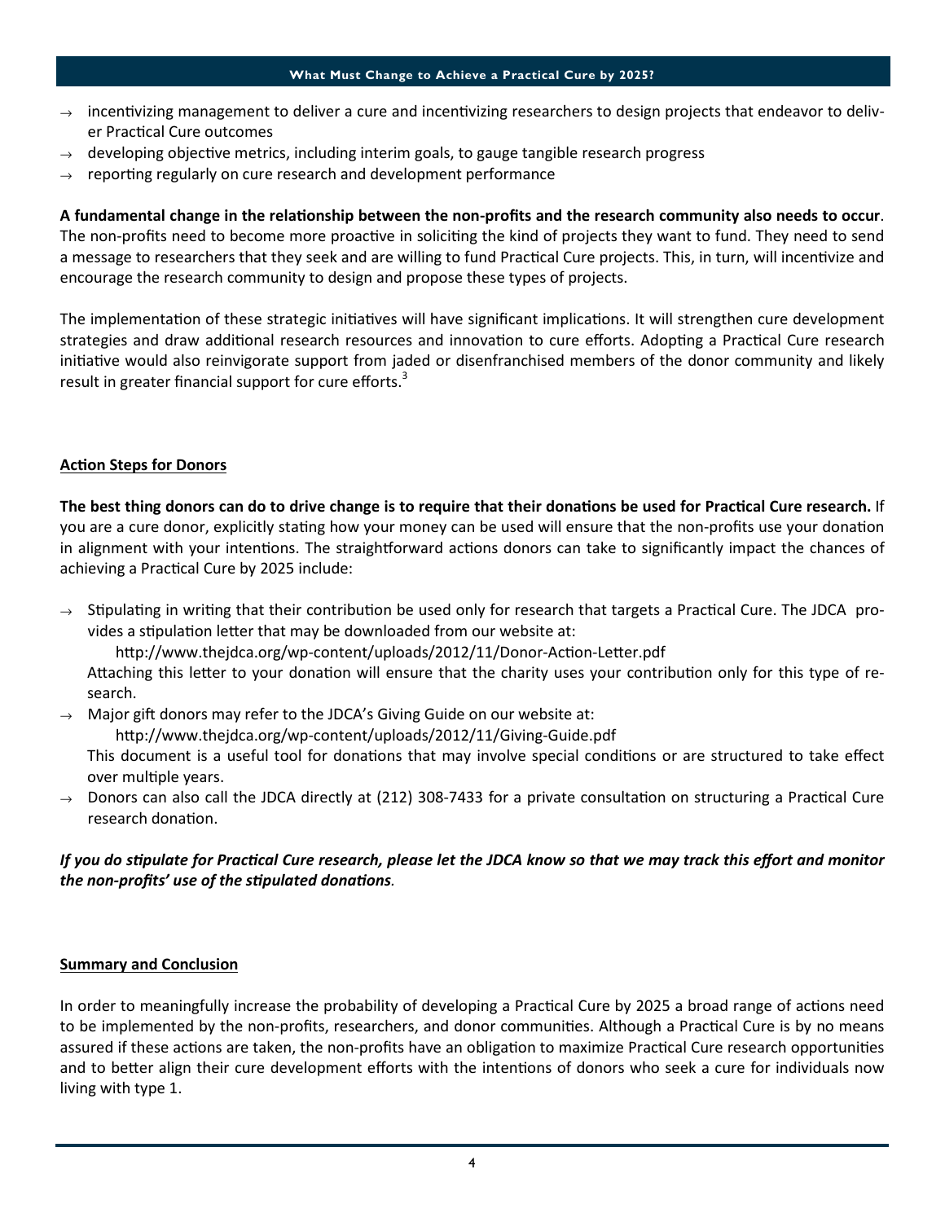- → incentivizing management to deliver a cure and incentivizing researchers to design projects that endeavor to deliver Practical Cure outcomes
- → developing objective metrics, including interim goals, to gauge tangible research progress
- → reporting regularly on cure research and development performance

**A fundamental change in the relationship between the non-profits and the research community also needs to occur**. The non-profits need to become more proactive in soliciting the kind of projects they want to fund. They need to send a message to researchers that they seek and are willing to fund Practical Cure projects. This, in turn, will incentivize and encourage the research community to design and propose these types of projects.

The implementation of these strategic initiatives will have significant implications. It will strengthen cure development strategies and draw additional research resources and innovation to cure efforts. Adopting a Practical Cure research initiative would also reinvigorate support from jaded or disenfranchised members of the donor community and likely result in greater financial support for cure efforts.[3]

## Action Steps for Donors

**The best thing donors can do to drive change is to require that their donations be used for Practical Cure research.** If you are a cure donor, explicitly stating how your money can be used will ensure that the non-profits use your donation in alignment with your intentions. The straightforward actions donors can take to significantly impact the chances of achieving a Practical Cure by 2025 include:

- → Stipulating in writing that their contribution be used only for research that targets a Practical Cure. The JDCA provides a stipulation letter that may be downloaded from our website at:
  
  http://www.thejdca.org/wp-content/uploads/2012/11/Donor-Action-Letter.pdf
  
  Attaching this letter to your donation will ensure that the charity uses your contribution only for this type of research.
- → Major gift donors may refer to the JDCA's Giving Guide on our website at:
  
  http://www.thejdca.org/wp-content/uploads/2012/11/Giving-Guide.pdf
  
  This document is a useful tool for donations that may involve special conditions or are structured to take effect over multiple years.
- → Donors can also call the JDCA directly at (212) 308-7433 for a private consultation on structuring a Practical Cure research donation.

***If you do stipulate for Practical Cure research, please let the JDCA know so that we may track this effort and monitor the non-profits' use of the stipulated donations*.**

## Summary and Conclusion

In order to meaningfully increase the probability of developing a Practical Cure by 2025 a broad range of actions need to be implemented by the non-profits, researchers, and donor communities. Although a Practical Cure is by no means assured if these actions are taken, the non-profits have an obligation to maximize Practical Cure research opportunities and to better align their cure development efforts with the intentions of donors who seek a cure for individuals now living with type 1.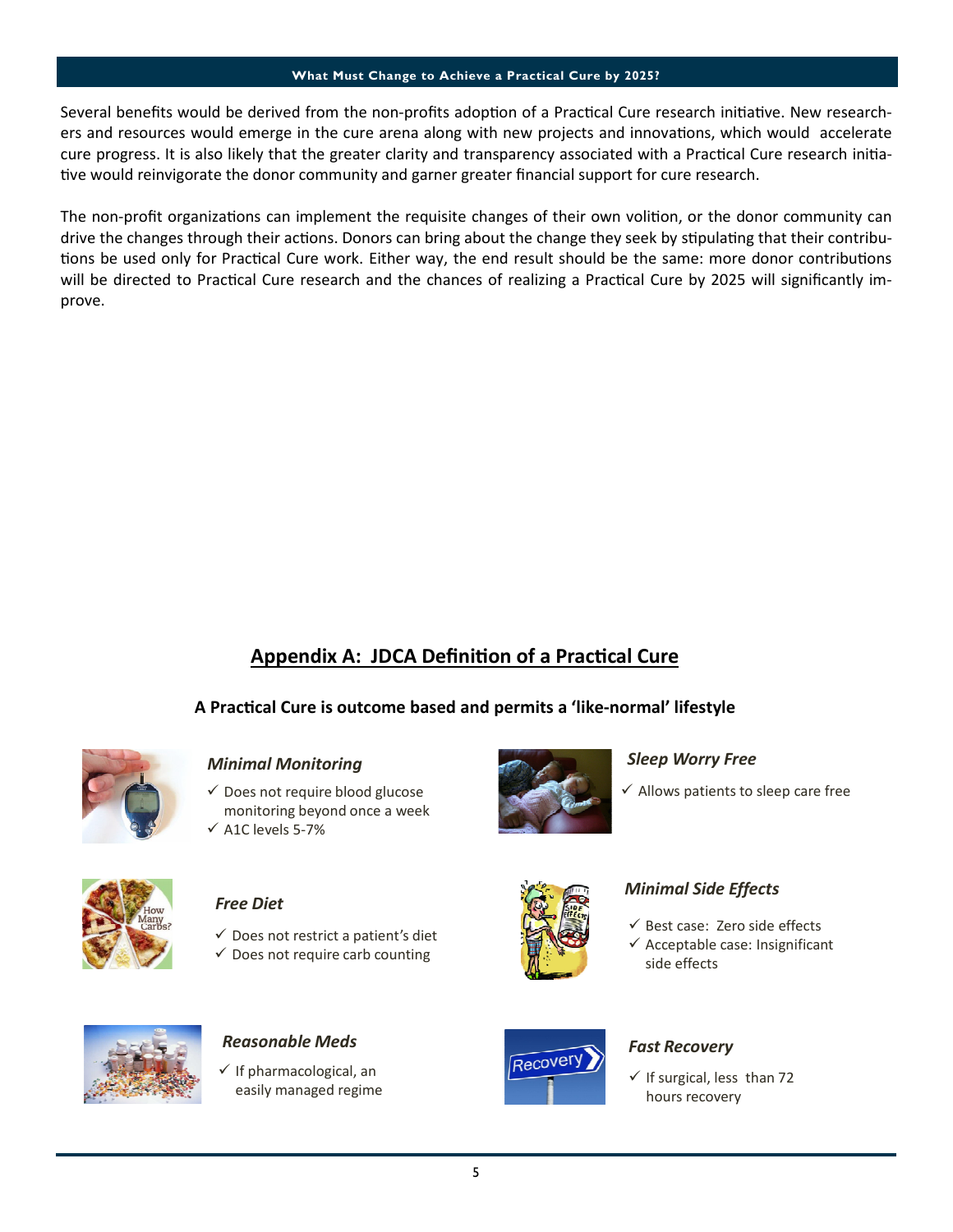Several benefits would be derived from the non-profits adoption of a Practical Cure research initiative. New researchers and resources would emerge in the cure arena along with new projects and innovations, which would accelerate cure progress. It is also likely that the greater clarity and transparency associated with a Practical Cure research initiative would reinvigorate the donor community and garner greater financial support for cure research.

The non-profit organizations can implement the requisite changes of their own volition, or the donor community can drive the changes through their actions. Donors can bring about the change they seek by stipulating that their contributions be used only for Practical Cure work. Either way, the end result should be the same: more donor contributions will be directed to Practical Cure research and the chances of realizing a Practical Cure by 2025 will significantly improve.

## Appendix A: JDCA Definition of a Practical Cure

**A Practical Cure is outcome based and permits a 'like-normal' lifestyle**

***Minimal Monitoring***

- ✓ Does not require blood glucose monitoring beyond once a week
- ✓ A1C levels 5-7%

***Sleep Worry Free***

- ✓ Allows patients to sleep care free

***Free Diet***

- ✓ Does not restrict a patient's diet
- ✓ Does not require carb counting

***Minimal Side Effects***

- ✓ Best case: Zero side effects
- ✓ Acceptable case: Insignificant side effects

***Reasonable Meds***

- ✓ If pharmacological, an easily managed regime

***Fast Recovery***

- ✓ If surgical, less than 72 hours recovery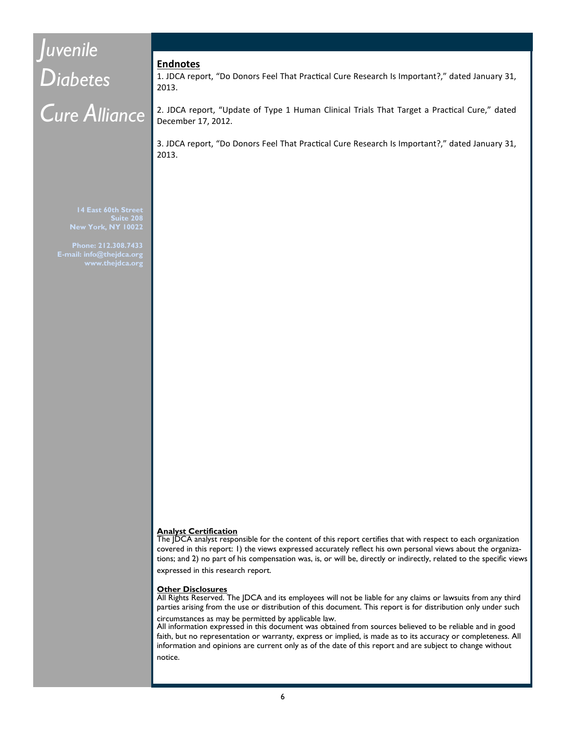# *Juvenile Diabetes Cure Alliance*

14 East 60th Street
Suite 208
New York, NY 10022

Phone: 212.308.7433
E-mail: info@thejdca.org
www.thejdca.org

## Endnotes

1. JDCA report, "Do Donors Feel That Practical Cure Research Is Important?," dated January 31, 2013.

2. JDCA report, "Update of Type 1 Human Clinical Trials That Target a Practical Cure," dated December 17, 2012.

3. JDCA report, "Do Donors Feel That Practical Cure Research Is Important?," dated January 31, 2013.

**Analyst Certification**

The JDCA analyst responsible for the content of this report certifies that with respect to each organization covered in this report: 1) the views expressed accurately reflect his own personal views about the organizations; and 2) no part of his compensation was, is, or will be, directly or indirectly, related to the specific views expressed in this research report.

**Other Disclosures**

All Rights Reserved. The JDCA and its employees will not be liable for any claims or lawsuits from any third parties arising from the use or distribution of this document. This report is for distribution only under such circumstances as may be permitted by applicable law.

All information expressed in this document was obtained from sources believed to be reliable and in good faith, but no representation or warranty, express or implied, is made as to its accuracy or completeness. All information and opinions are current only as of the date of this report and are subject to change without notice.